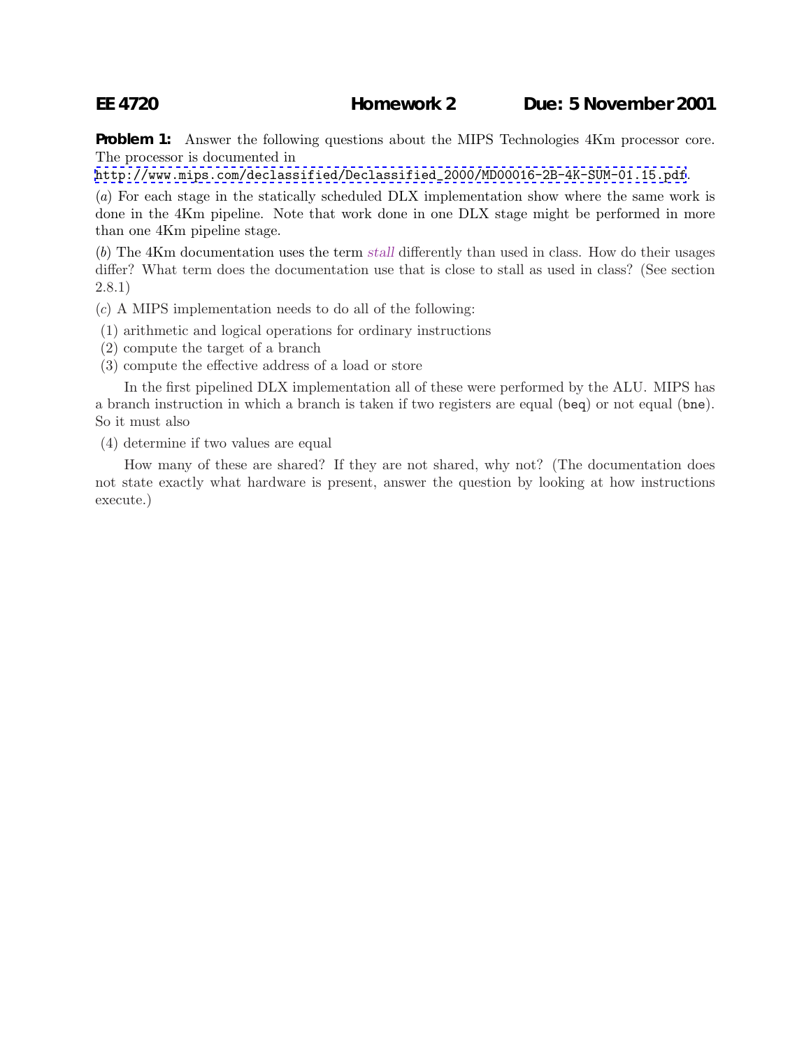**EE 4720 Homework 2 Due: 5 November 2001**

**Problem 1:** Answer the following questions about the MIPS Technologies 4Km processor core. The processor is documented in
http://www.mips.com/declassified/Declassified_2000/MD00016-2B-4K-SUM-01.15.pdf.

(*a*) For each stage in the statically scheduled DLX implementation show where the same work is done in the 4Km pipeline. Note that work done in one DLX stage might be performed in more than one 4Km pipeline stage.

(*b*) The 4Km documentation uses the term *stall* differently than used in class. How do their usages differ? What term does the documentation use that is close to stall as used in class? (See section 2.8.1)

(*c*) A MIPS implementation needs to do all of the following:

(1) arithmetic and logical operations for ordinary instructions
(2) compute the target of a branch
(3) compute the effective address of a load or store

In the first pipelined DLX implementation all of these were performed by the ALU. MIPS has a branch instruction in which a branch is taken if two registers are equal (`beq`) or not equal (`bne`). So it must also

(4) determine if two values are equal

How many of these are shared? If they are not shared, why not? (The documentation does not state exactly what hardware is present, answer the question by looking at how instructions execute.)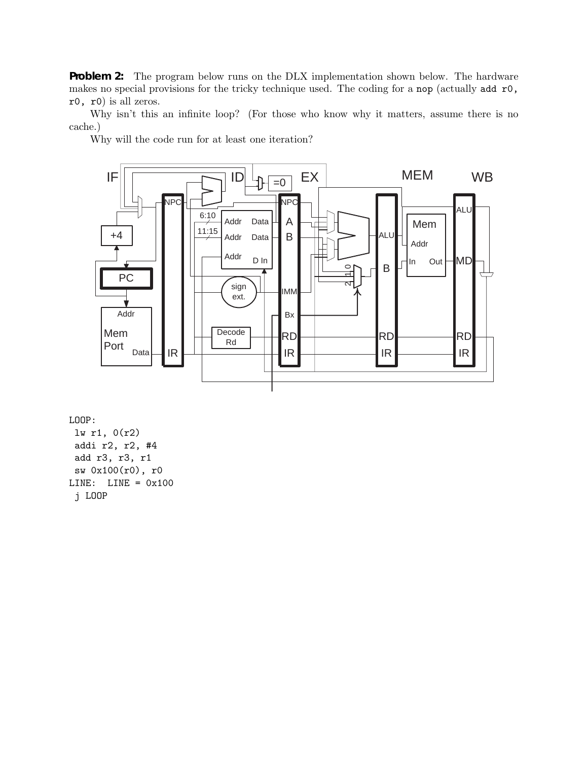**Problem 2:** The program below runs on the DLX implementation shown below. The hardware makes no special provisions for the tricky technique used. The coding for a `nop` (actually `add r0, r0, r0`) is all zeros.

Why isn't this an infinite loop? (For those who know why it matters, assume there is no cache.)

Why will the code run for at least one iteration?

```
LOOP:
 lw r1, 0(r2)
 addi r2, r2, #4
 add r3, r3, r1
 sw 0x100(r0), r0
LINE:  LINE = 0x100
 j LOOP
```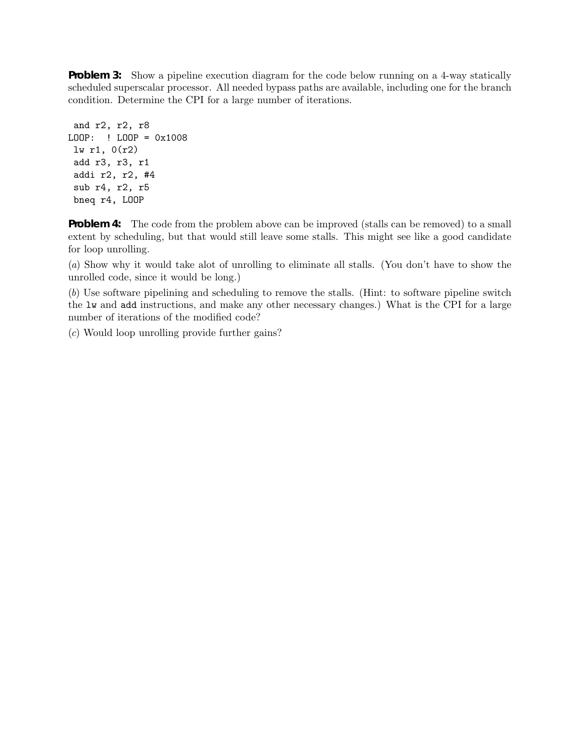**Problem 3:** Show a pipeline execution diagram for the code below running on a 4-way statically scheduled superscalar processor. All needed bypass paths are available, including one for the branch condition. Determine the CPI for a large number of iterations.

```
 and r2, r2, r8
LOOP:  ! LOOP = 0x1008
 lw r1, 0(r2)
 add r3, r3, r1
 addi r2, r2, #4
 sub r4, r2, r5
 bneq r4, LOOP
```

**Problem 4:** The code from the problem above can be improved (stalls can be removed) to a small extent by scheduling, but that would still leave some stalls. This might see like a good candidate for loop unrolling.

(*a*) Show why it would take alot of unrolling to eliminate all stalls. (You don't have to show the unrolled code, since it would be long.)

(*b*) Use software pipelining and scheduling to remove the stalls. (Hint: to software pipeline switch the `lw` and `add` instructions, and make any other necessary changes.) What is the CPI for a large number of iterations of the modified code?

(*c*) Would loop unrolling provide further gains?